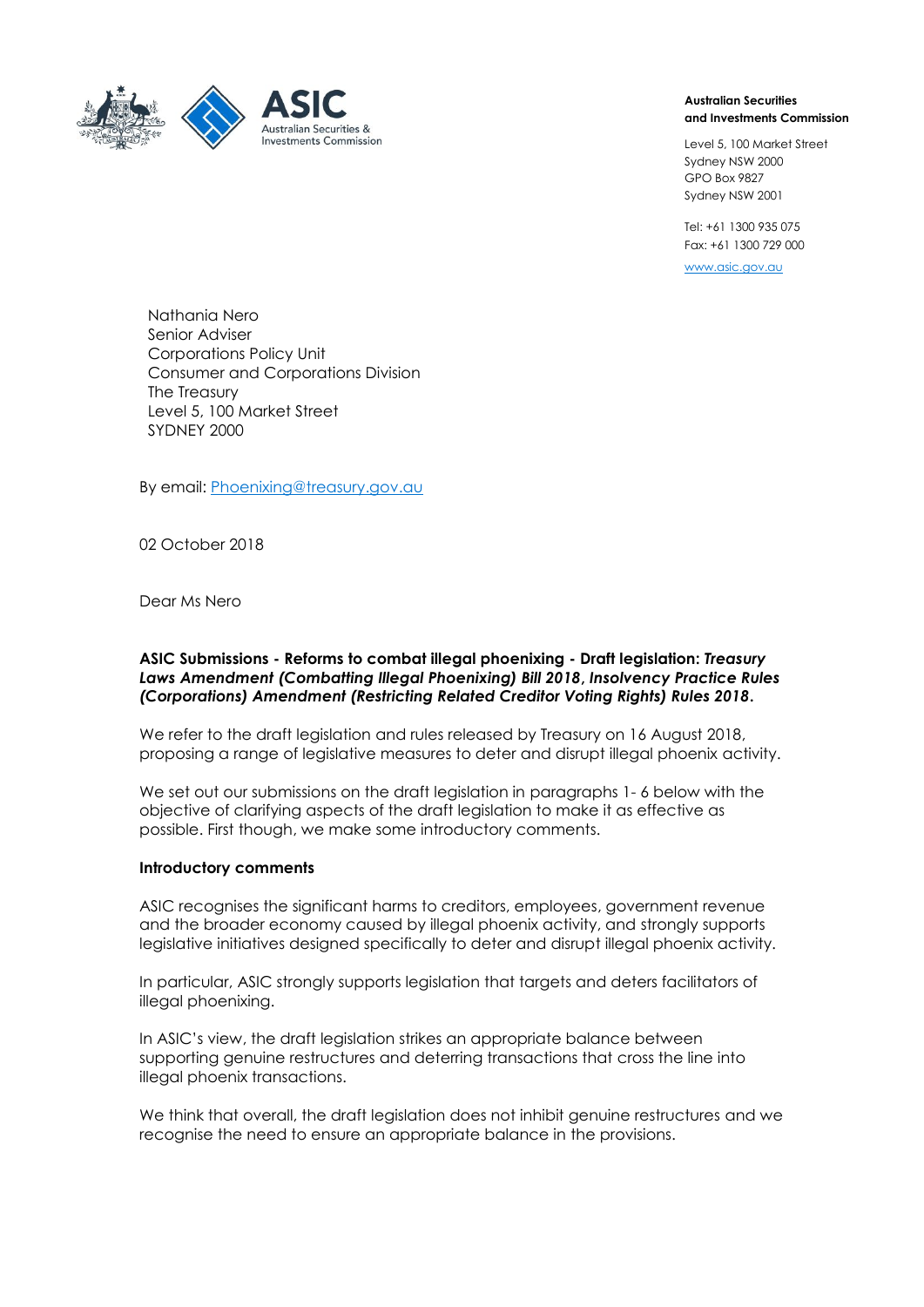**Australian Securities and Investments Commission**

Level 5, 100 Market Street
Sydney NSW 2000
GPO Box 9827
Sydney NSW 2001

Tel: +61 1300 935 075
Fax: +61 1300 729 000

www.asic.gov.au

Nathania Nero
Senior Adviser
Corporations Policy Unit
Consumer and Corporations Division
The Treasury
Level 5, 100 Market Street
SYDNEY 2000

By email: Phoenixing@treasury.gov.au

02 October 2018

Dear Ms Nero

**ASIC Submissions - Reforms to combat illegal phoenixing - Draft legislation: *Treasury Laws Amendment (Combatting Illegal Phoenixing) Bill 2018*, *Insolvency Practice Rules (Corporations) Amendment (Restricting Related Creditor Voting Rights) Rules 2018*.**

We refer to the draft legislation and rules released by Treasury on 16 August 2018, proposing a range of legislative measures to deter and disrupt illegal phoenix activity.

We set out our submissions on the draft legislation in paragraphs 1- 6 below with the objective of clarifying aspects of the draft legislation to make it as effective as possible. First though, we make some introductory comments.

**Introductory comments**

ASIC recognises the significant harms to creditors, employees, government revenue and the broader economy caused by illegal phoenix activity, and strongly supports legislative initiatives designed specifically to deter and disrupt illegal phoenix activity.

In particular, ASIC strongly supports legislation that targets and deters facilitators of illegal phoenixing.

In ASIC's view, the draft legislation strikes an appropriate balance between supporting genuine restructures and deterring transactions that cross the line into illegal phoenix transactions.

We think that overall, the draft legislation does not inhibit genuine restructures and we recognise the need to ensure an appropriate balance in the provisions.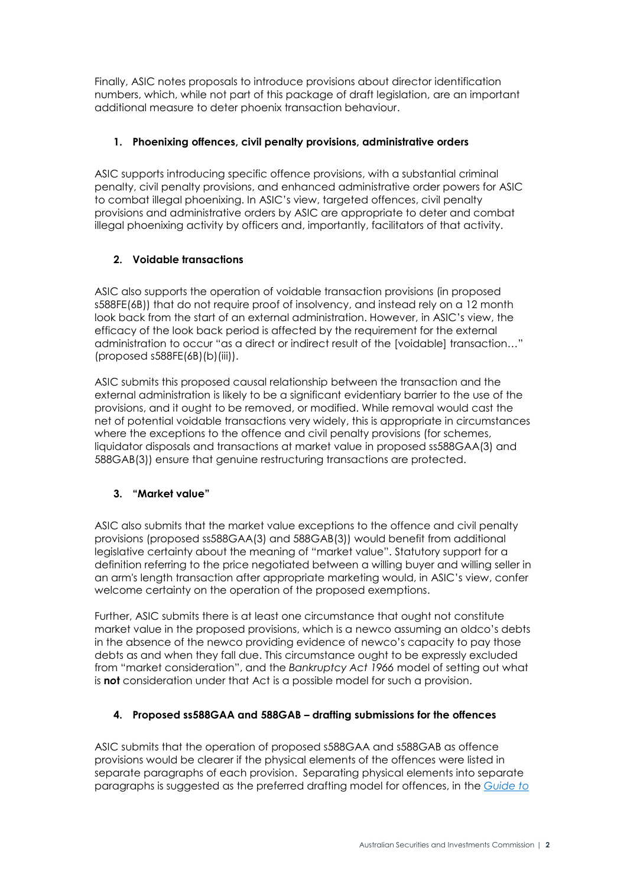Finally, ASIC notes proposals to introduce provisions about director identification numbers, which, while not part of this package of draft legislation, are an important additional measure to deter phoenix transaction behaviour.

### 1. Phoenixing offences, civil penalty provisions, administrative orders

ASIC supports introducing specific offence provisions, with a substantial criminal penalty, civil penalty provisions, and enhanced administrative order powers for ASIC to combat illegal phoenixing. In ASIC's view, targeted offences, civil penalty provisions and administrative orders by ASIC are appropriate to deter and combat illegal phoenixing activity by officers and, importantly, facilitators of that activity.

### 2. Voidable transactions

ASIC also supports the operation of voidable transaction provisions (in proposed s588FE(6B)) that do not require proof of insolvency, and instead rely on a 12 month look back from the start of an external administration. However, in ASIC's view, the efficacy of the look back period is affected by the requirement for the external administration to occur "as a direct or indirect result of the [voidable] transaction…" (proposed s588FE(6B)(b)(iii)).

ASIC submits this proposed causal relationship between the transaction and the external administration is likely to be a significant evidentiary barrier to the use of the provisions, and it ought to be removed, or modified. While removal would cast the net of potential voidable transactions very widely, this is appropriate in circumstances where the exceptions to the offence and civil penalty provisions (for schemes, liquidator disposals and transactions at market value in proposed ss588GAA(3) and 588GAB(3)) ensure that genuine restructuring transactions are protected.

### 3. "Market value"

ASIC also submits that the market value exceptions to the offence and civil penalty provisions (proposed ss588GAA(3) and 588GAB(3)) would benefit from additional legislative certainty about the meaning of "market value". Statutory support for a definition referring to the price negotiated between a willing buyer and willing seller in an arm's length transaction after appropriate marketing would, in ASIC's view, confer welcome certainty on the operation of the proposed exemptions.

Further, ASIC submits there is at least one circumstance that ought not constitute market value in the proposed provisions, which is a newco assuming an oldco's debts in the absence of the newco providing evidence of newco's capacity to pay those debts as and when they fall due. This circumstance ought to be expressly excluded from "market consideration", and the *Bankruptcy Act 1966* model of setting out what is **not** consideration under that Act is a possible model for such a provision.

### 4. Proposed ss588GAA and 588GAB – drafting submissions for the offences

ASIC submits that the operation of proposed s588GAA and s588GAB as offence provisions would be clearer if the physical elements of the offences were listed in separate paragraphs of each provision. Separating physical elements into separate paragraphs is suggested as the preferred drafting model for offences, in the *Guide to*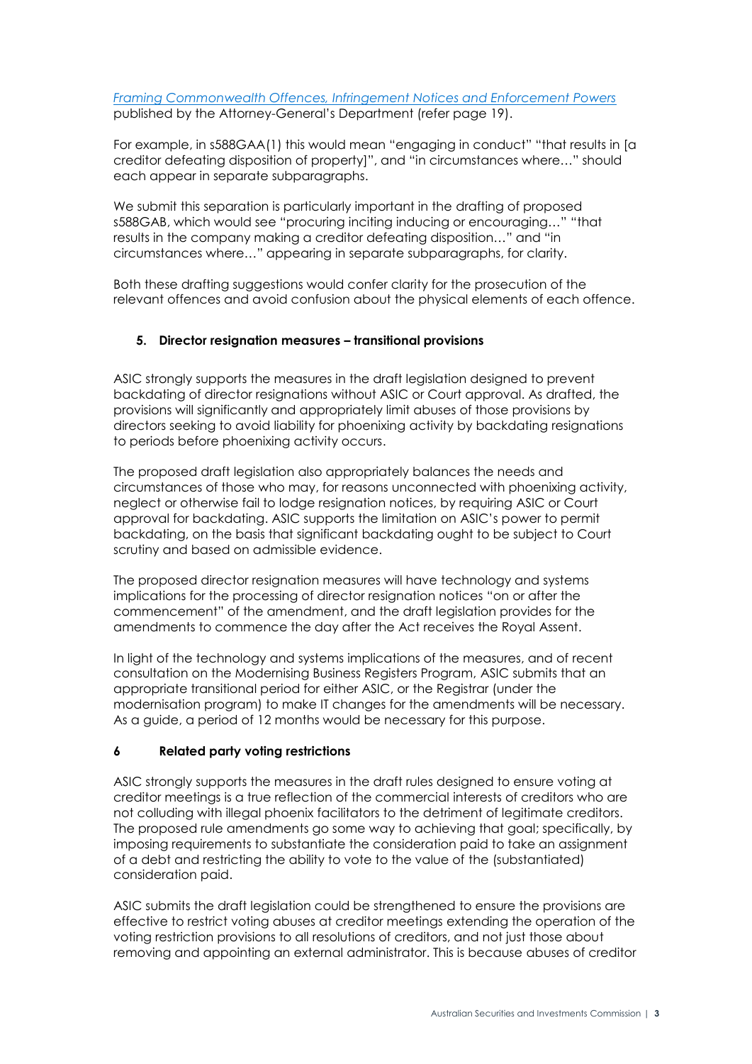[*Framing Commonwealth Offences, Infringement Notices and Enforcement Powers*](#) published by the Attorney-General's Department (refer page 19).

For example, in s588GAA(1) this would mean "engaging in conduct" "that results in [a creditor defeating disposition of property]", and "in circumstances where…" should each appear in separate subparagraphs.

We submit this separation is particularly important in the drafting of proposed s588GAB, which would see "procuring inciting inducing or encouraging…" "that results in the company making a creditor defeating disposition…" and "in circumstances where…" appearing in separate subparagraphs, for clarity.

Both these drafting suggestions would confer clarity for the prosecution of the relevant offences and avoid confusion about the physical elements of each offence.

### 5. Director resignation measures – transitional provisions

ASIC strongly supports the measures in the draft legislation designed to prevent backdating of director resignations without ASIC or Court approval. As drafted, the provisions will significantly and appropriately limit abuses of those provisions by directors seeking to avoid liability for phoenixing activity by backdating resignations to periods before phoenixing activity occurs.

The proposed draft legislation also appropriately balances the needs and circumstances of those who may, for reasons unconnected with phoenixing activity, neglect or otherwise fail to lodge resignation notices, by requiring ASIC or Court approval for backdating. ASIC supports the limitation on ASIC's power to permit backdating, on the basis that significant backdating ought to be subject to Court scrutiny and based on admissible evidence.

The proposed director resignation measures will have technology and systems implications for the processing of director resignation notices "on or after the commencement" of the amendment, and the draft legislation provides for the amendments to commence the day after the Act receives the Royal Assent.

In light of the technology and systems implications of the measures, and of recent consultation on the Modernising Business Registers Program, ASIC submits that an appropriate transitional period for either ASIC, or the Registrar (under the modernisation program) to make IT changes for the amendments will be necessary. As a guide, a period of 12 months would be necessary for this purpose.

### 6 Related party voting restrictions

ASIC strongly supports the measures in the draft rules designed to ensure voting at creditor meetings is a true reflection of the commercial interests of creditors who are not colluding with illegal phoenix facilitators to the detriment of legitimate creditors. The proposed rule amendments go some way to achieving that goal; specifically, by imposing requirements to substantiate the consideration paid to take an assignment of a debt and restricting the ability to vote to the value of the (substantiated) consideration paid.

ASIC submits the draft legislation could be strengthened to ensure the provisions are effective to restrict voting abuses at creditor meetings extending the operation of the voting restriction provisions to all resolutions of creditors, and not just those about removing and appointing an external administrator. This is because abuses of creditor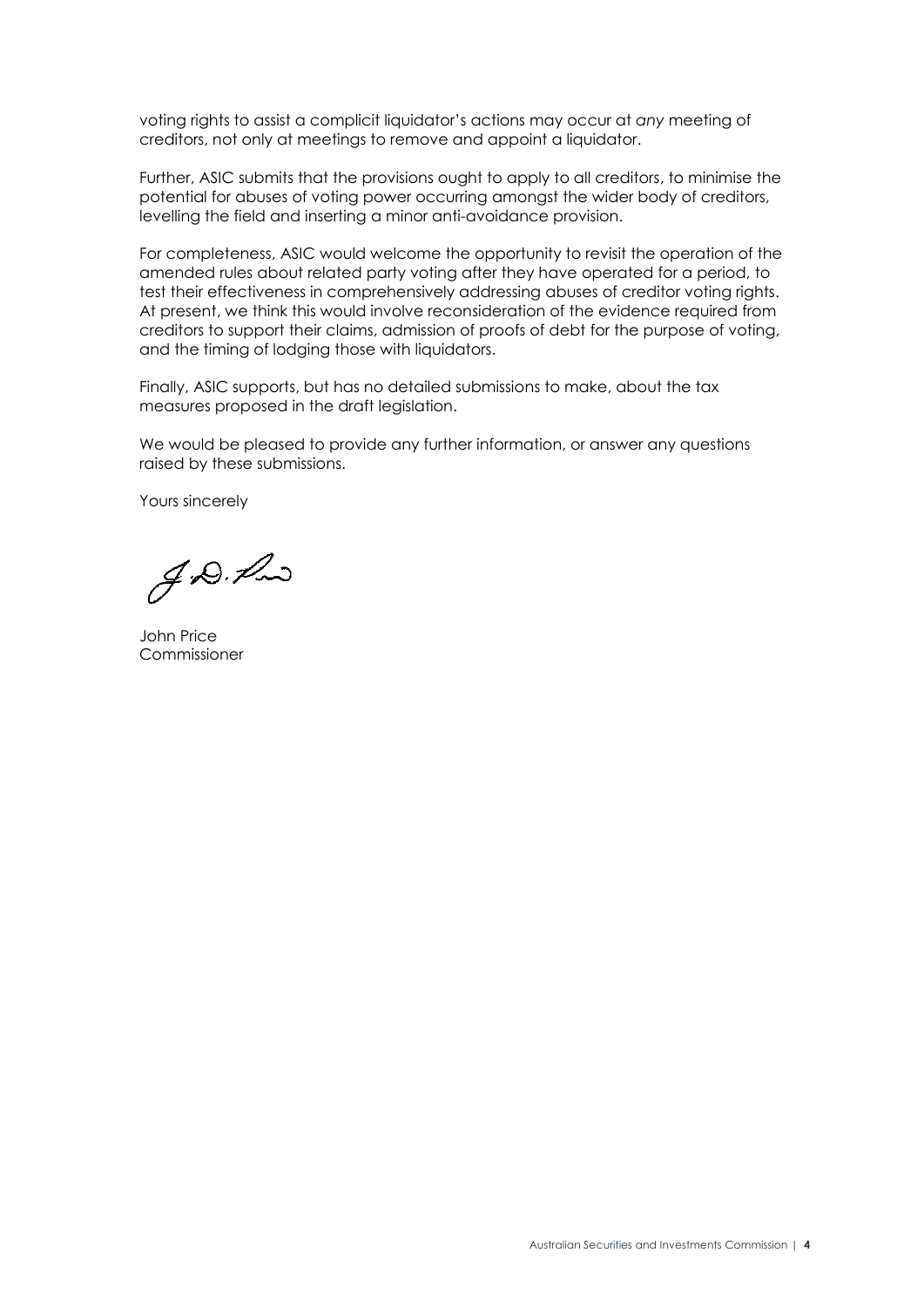voting rights to assist a complicit liquidator's actions may occur at *any* meeting of creditors, not only at meetings to remove and appoint a liquidator.

Further, ASIC submits that the provisions ought to apply to all creditors, to minimise the potential for abuses of voting power occurring amongst the wider body of creditors, levelling the field and inserting a minor anti-avoidance provision.

For completeness, ASIC would welcome the opportunity to revisit the operation of the amended rules about related party voting after they have operated for a period, to test their effectiveness in comprehensively addressing abuses of creditor voting rights. At present, we think this would involve reconsideration of the evidence required from creditors to support their claims, admission of proofs of debt for the purpose of voting, and the timing of lodging those with liquidators.

Finally, ASIC supports, but has no detailed submissions to make, about the tax measures proposed in the draft legislation.

We would be pleased to provide any further information, or answer any questions raised by these submissions.

Yours sincerely

John Price
Commissioner